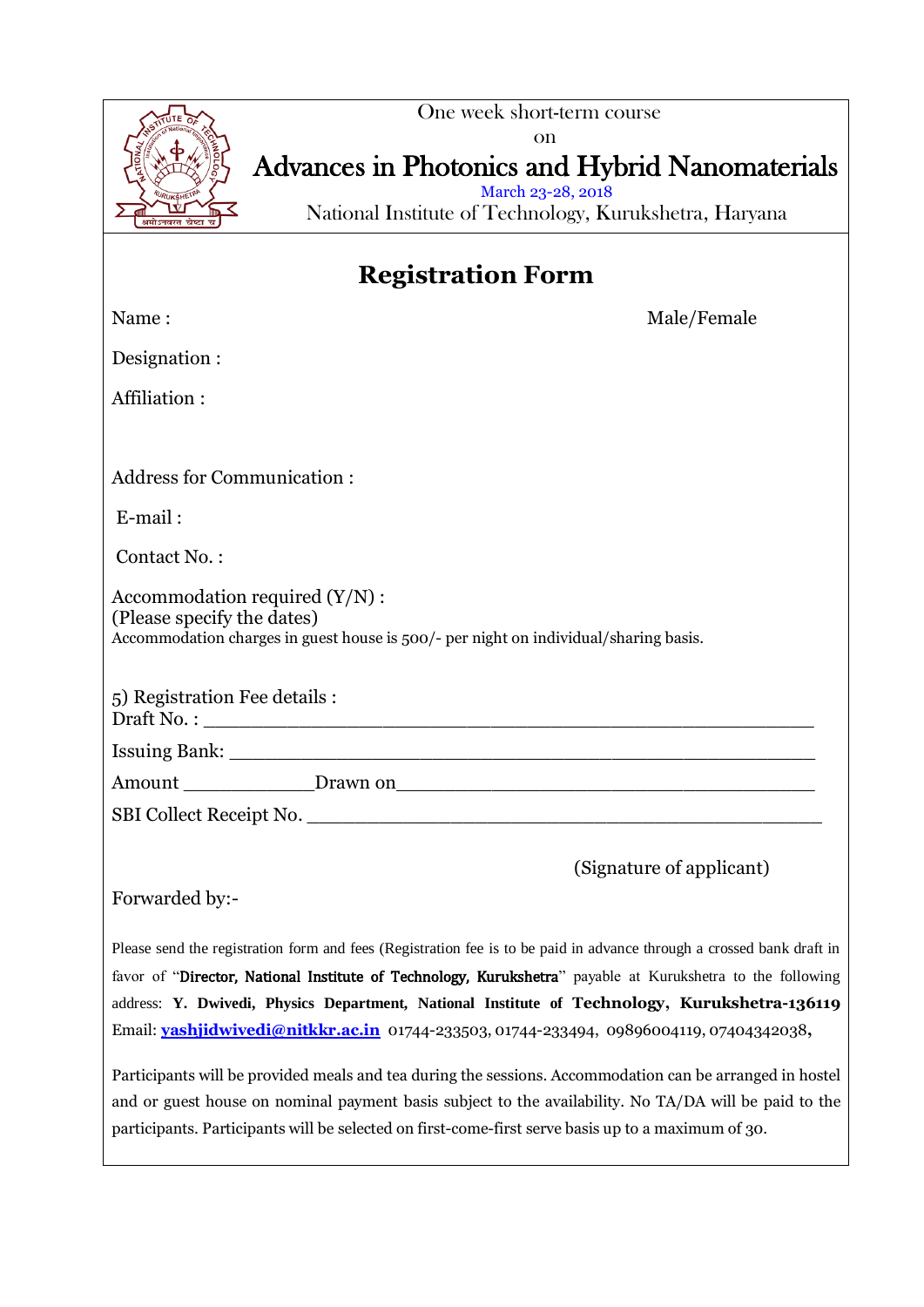One week short-term course

on

# Advances in Photonics and Hybrid Nanomaterials

March 23-28, 2018

National Institute of Technology, Kurukshetra, Haryana

## Registration Form

Name : Male/Female

Designation :

Affiliation :

Address for Communication :

E-mail :

Contact No. :

Accommodation required (Y/N) :
(Please specify the dates)
Accommodation charges in guest house is 500/- per night on individual/sharing basis.

5) Registration Fee details :
Draft No. : ______________________________________________

Issuing Bank: ______________________________________________

Amount ____________Drawn on______________________________________

SBI Collect Receipt No. ______________________________________________

(Signature of applicant)

Forwarded by:-

Please send the registration form and fees (Registration fee is to be paid in advance through a crossed bank draft in favor of "**Director, National Institute of Technology, Kurukshetra**" payable at Kurukshetra to the following address: **Y. Dwivedi, Physics Department, National Institute of Technology, Kurukshetra-136119** Email: **yashjidwivedi@nitkkr.ac.in** 01744-233503, 01744-233494, 09896004119, 07404342038,

Participants will be provided meals and tea during the sessions. Accommodation can be arranged in hostel and or guest house on nominal payment basis subject to the availability. No TA/DA will be paid to the participants. Participants will be selected on first-come-first serve basis up to a maximum of 30.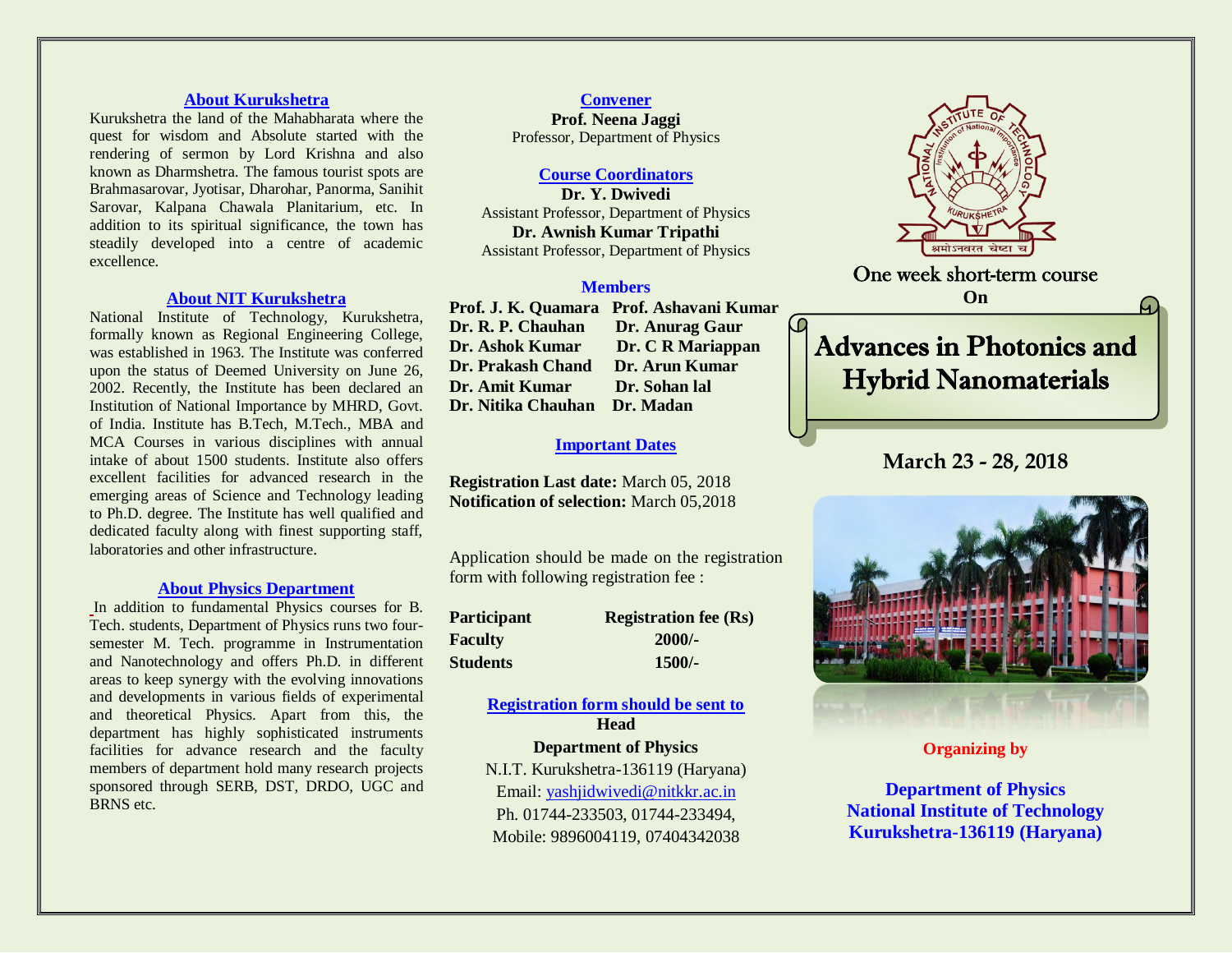## About Kurukshetra

Kurukshetra the land of the Mahabharata where the quest for wisdom and Absolute started with the rendering of sermon by Lord Krishna and also known as Dharmshetra. The famous tourist spots are Brahmasarovar, Jyotisar, Dharohar, Panorma, Sanihit Sarovar, Kalpana Chawala Planitarium, etc. In addition to its spiritual significance, the town has steadily developed into a centre of academic excellence.

## About NIT Kurukshetra

National Institute of Technology, Kurukshetra, formally known as Regional Engineering College, was established in 1963. The Institute was conferred upon the status of Deemed University on June 26, 2002. Recently, the Institute has been declared an Institution of National Importance by MHRD, Govt. of India. Institute has B.Tech, M.Tech., MBA and MCA Courses in various disciplines with annual intake of about 1500 students. Institute also offers excellent facilities for advanced research in the emerging areas of Science and Technology leading to Ph.D. degree. The Institute has well qualified and dedicated faculty along with finest supporting staff, laboratories and other infrastructure.

## About Physics Department

In addition to fundamental Physics courses for B. Tech. students, Department of Physics runs two four-semester M. Tech. programme in Instrumentation and Nanotechnology and offers Ph.D. in different areas to keep synergy with the evolving innovations and developments in various fields of experimental and theoretical Physics. Apart from this, the department has highly sophisticated instruments facilities for advance research and the faculty members of department hold many research projects sponsored through SERB, DST, DRDO, UGC and BRNS etc.

## Convener

**Prof. Neena Jaggi**
Professor, Department of Physics

## Course Coordinators

**Dr. Y. Dwivedi**
Assistant Professor, Department of Physics

**Dr. Awnish Kumar Tripathi**
Assistant Professor, Department of Physics

## Members

| | |
|---|---|
| **Prof. J. K. Quamara** | **Prof. Ashavani Kumar** |
| **Dr. R. P. Chauhan** | **Dr. Anurag Gaur** |
| **Dr. Ashok Kumar** | **Dr. C R Mariappan** |
| **Dr. Prakash Chand** | **Dr. Arun Kumar** |
| **Dr. Amit Kumar** | **Dr. Sohan lal** |
| **Dr. Nitika Chauhan** | **Dr. Madan** |

## Important Dates

**Registration Last date:** March 05, 2018
**Notification of selection:** March 05,2018

Application should be made on the registration form with following registration fee :

| Participant | Registration fee (Rs) |
|---|---|
| Faculty | 2000/- |
| Students | 1500/- |

## Registration form should be sent to

**Head**
**Department of Physics**
N.I.T. Kurukshetra-136119 (Haryana)
Email: yashjidwivedi@nitkkr.ac.in
Ph. 01744-233503, 01744-233494,
Mobile: 9896004119, 07404342038

One week short-term course
**On**

# Advances in Photonics and Hybrid Nanomaterials

## March 23 - 28, 2018

**Organizing by**

**Department of Physics**
**National Institute of Technology**
**Kurukshetra-136119 (Haryana)**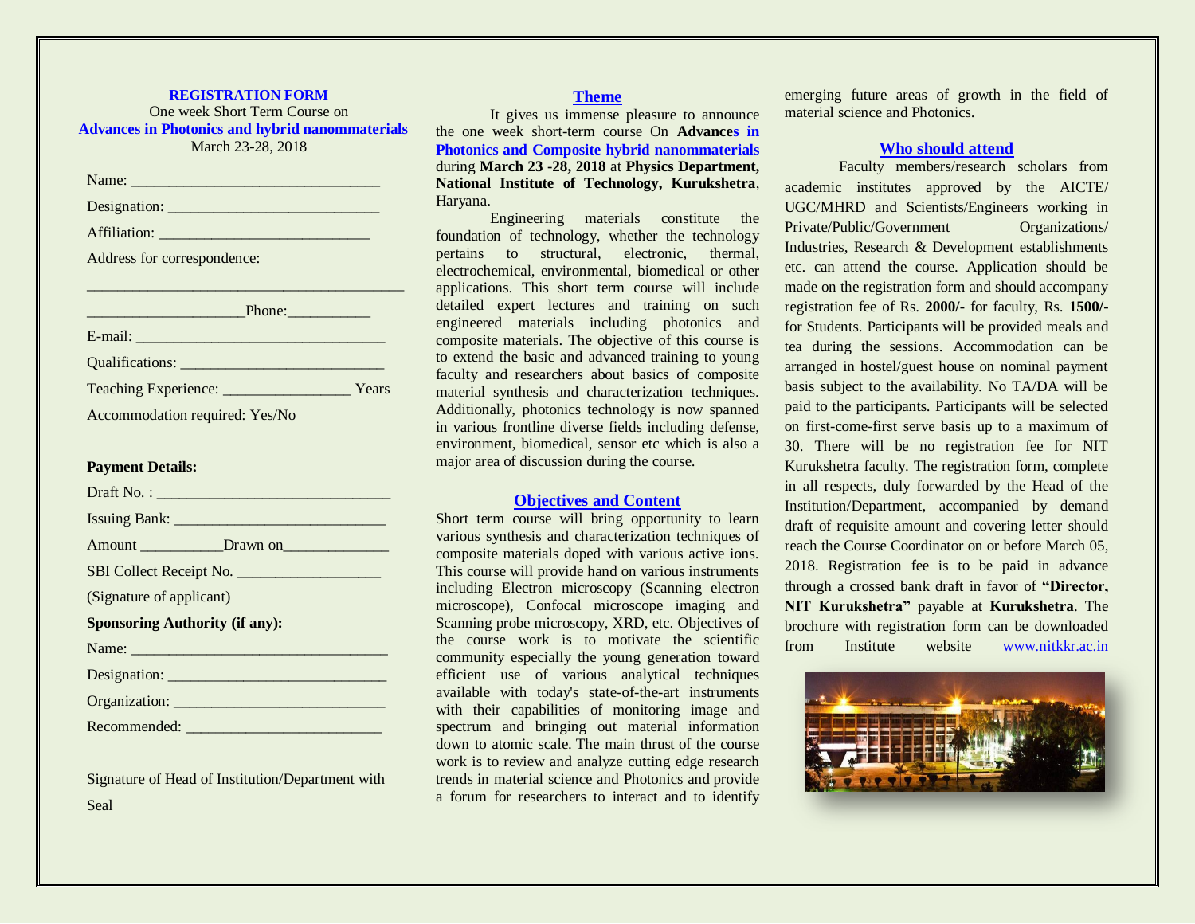**REGISTRATION FORM**

One week Short Term Course on

**Advances in Photonics and hybrid nanommaterials**

March 23-28, 2018

Name: ________________________________

Designation: ___________________________

Affiliation: ___________________________

Address for correspondence:

_________________________________________

____________________Phone:___________

E-mail: ________________________________

Qualifications: __________________________

Teaching Experience: ________________ Years

Accommodation required: Yes/No

**Payment Details:**

Draft No. : ______________________________

Issuing Bank: ____________________________

Amount __________Drawn on_____________

SBI Collect Receipt No. __________________

(Signature of applicant)

**Sponsoring Authority (if any):**

Name: _________________________________

Designation: _____________________________

Organization: ____________________________

Recommended: __________________________

Signature of Head of Institution/Department with Seal

## Theme

It gives us immense pleasure to announce the one week short-term course On **Advances in Photonics and Composite hybrid nanommaterials** during **March 23 -28, 2018** at **Physics Department, National Institute of Technology, Kurukshetra**, Haryana.

Engineering materials constitute the foundation of technology, whether the technology pertains to structural, electronic, thermal, electrochemical, environmental, biomedical or other applications. This short term course will include detailed expert lectures and training on such engineered materials including photonics and composite materials. The objective of this course is to extend the basic and advanced training to young faculty and researchers about basics of composite material synthesis and characterization techniques. Additionally, photonics technology is now spanned in various frontline diverse fields including defense, environment, biomedical, sensor etc which is also a major area of discussion during the course.

## Objectives and Content

Short term course will bring opportunity to learn various synthesis and characterization techniques of composite materials doped with various active ions. This course will provide hand on various instruments including Electron microscopy (Scanning electron microscope), Confocal microscope imaging and Scanning probe microscopy, XRD, etc. Objectives of the course work is to motivate the scientific community especially the young generation toward efficient use of various analytical techniques available with today's state-of-the-art instruments with their capabilities of monitoring image and spectrum and bringing out material information down to atomic scale. The main thrust of the course work is to review and analyze cutting edge research trends in material science and Photonics and provide a forum for researchers to interact and to identify emerging future areas of growth in the field of material science and Photonics.

## Who should attend

Faculty members/research scholars from academic institutes approved by the AICTE/ UGC/MHRD and Scientists/Engineers working in Private/Public/Government Organizations/ Industries, Research & Development establishments etc. can attend the course. Application should be made on the registration form and should accompany registration fee of Rs. **2000/-** for faculty, Rs. **1500/-** for Students. Participants will be provided meals and tea during the sessions. Accommodation can be arranged in hostel/guest house on nominal payment basis subject to the availability. No TA/DA will be paid to the participants. Participants will be selected on first-come-first serve basis up to a maximum of 30. There will be no registration fee for NIT Kurukshetra faculty. The registration form, complete in all respects, duly forwarded by the Head of the Institution/Department, accompanied by demand draft of requisite amount and covering letter should reach the Course Coordinator on or before March 05, 2018. Registration fee is to be paid in advance through a crossed bank draft in favor of **"Director, NIT Kurukshetra"** payable at **Kurukshetra**. The brochure with registration form can be downloaded from Institute website www.nitkkr.ac.in